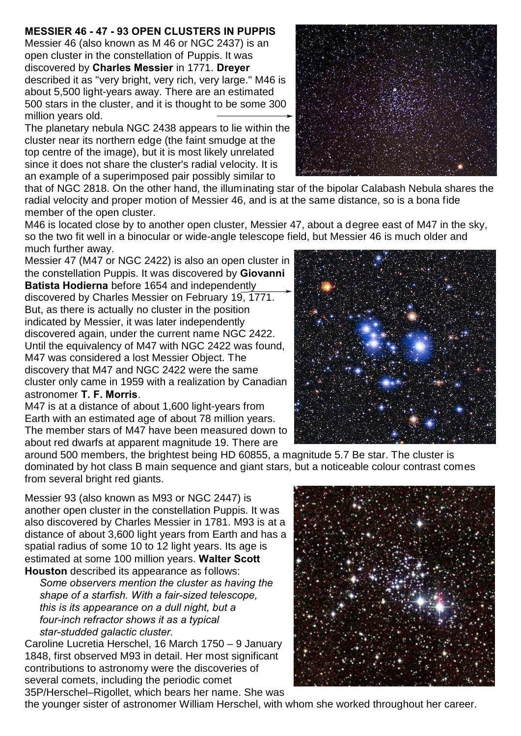**MESSIER 46 - 47 - 93 OPEN CLUSTERS IN PUPPIS**

Messier 46 (also known as M 46 or NGC 2437) is an open cluster in the constellation of Puppis. It was discovered by **Charles Messier** in 1771. **Dreyer** described it as "very bright, very rich, very large." M46 is about 5,500 light-years away. There are an estimated 500 stars in the cluster, and it is thought to be some 300 million years old.

The planetary nebula NGC 2438 appears to lie within the cluster near its northern edge (the faint smudge at the top centre of the image), but it is most likely unrelated since it does not share the cluster's radial velocity. It is an example of a superimposed pair possibly similar to that of NGC 2818. On the other hand, the illuminating star of the bipolar Calabash Nebula shares the radial velocity and proper motion of Messier 46, and is at the same distance, so is a bona fide member of the open cluster.

M46 is located close by to another open cluster, Messier 47, about a degree east of M47 in the sky, so the two fit well in a binocular or wide-angle telescope field, but Messier 46 is much older and much further away.

Messier 47 (M47 or NGC 2422) is also an open cluster in the constellation Puppis. It was discovered by **Giovanni Batista Hodierna** before 1654 and independently discovered by Charles Messier on February 19, 1771. But, as there is actually no cluster in the position indicated by Messier, it was later independently discovered again, under the current name NGC 2422. Until the equivalency of M47 with NGC 2422 was found, M47 was considered a lost Messier Object. The discovery that M47 and NGC 2422 were the same cluster only came in 1959 with a realization by Canadian astronomer **T. F. Morris**.

M47 is at a distance of about 1,600 light-years from Earth with an estimated age of about 78 million years. The member stars of M47 have been measured down to about red dwarfs at apparent magnitude 19. There are around 500 members, the brightest being HD 60855, a magnitude 5.7 Be star. The cluster is dominated by hot class B main sequence and giant stars, but a noticeable colour contrast comes from several bright red giants.

Messier 93 (also known as M93 or NGC 2447) is another open cluster in the constellation Puppis. It was also discovered by Charles Messier in 1781. M93 is at a distance of about 3,600 light years from Earth and has a spatial radius of some 10 to 12 light years. Its age is estimated at some 100 million years. **Walter Scott Houston** described its appearance as follows:

> *Some observers mention the cluster as having the shape of a starfish. With a fair-sized telescope, this is its appearance on a dull night, but a four-inch refractor shows it as a typical star-studded galactic cluster.*

Caroline Lucretia Herschel, 16 March 1750 – 9 January 1848, first observed M93 in detail. Her most significant contributions to astronomy were the discoveries of several comets, including the periodic comet 35P/Herschel–Rigollet, which bears her name. She was the younger sister of astronomer William Herschel, with whom she worked throughout her career.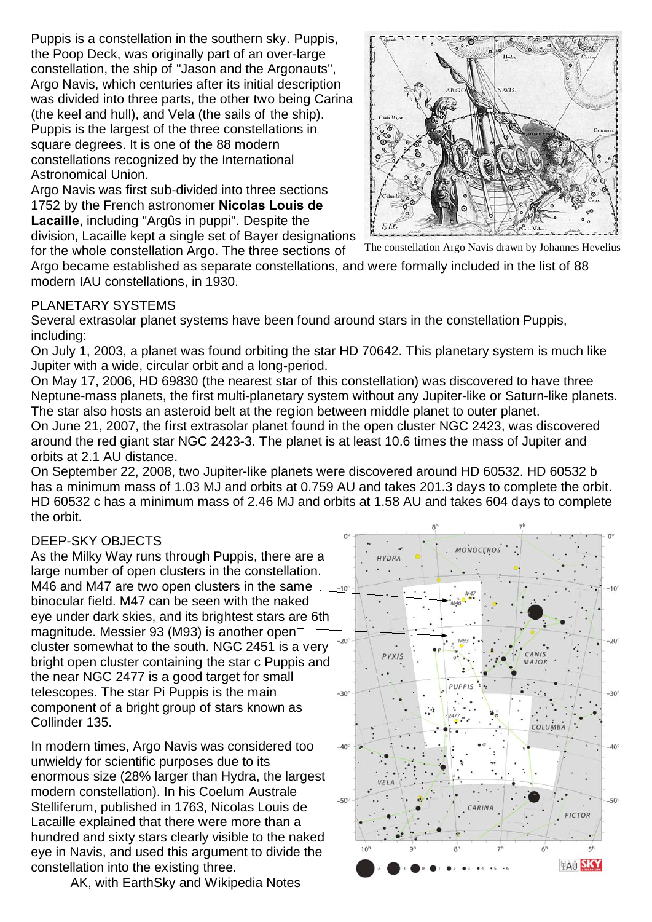Puppis is a constellation in the southern sky. Puppis, the Poop Deck, was originally part of an over-large constellation, the ship of "Jason and the Argonauts", Argo Navis, which centuries after its initial description was divided into three parts, the other two being Carina (the keel and hull), and Vela (the sails of the ship). Puppis is the largest of the three constellations in square degrees. It is one of the 88 modern constellations recognized by the International Astronomical Union.

Argo Navis was first sub-divided into three sections 1752 by the French astronomer **Nicolas Louis de Lacaille**, including "Argûs in puppi". Despite the division, Lacaille kept a single set of Bayer designations for the whole constellation Argo. The three sections of Argo became established as separate constellations, and were formally included in the list of 88 modern IAU constellations, in 1930.

The constellation Argo Navis drawn by Johannes Hevelius

## PLANETARY SYSTEMS

Several extrasolar planet systems have been found around stars in the constellation Puppis, including:

On July 1, 2003, a planet was found orbiting the star HD 70642. This planetary system is much like Jupiter with a wide, circular orbit and a long-period.

On May 17, 2006, HD 69830 (the nearest star of this constellation) was discovered to have three Neptune-mass planets, the first multi-planetary system without any Jupiter-like or Saturn-like planets. The star also hosts an asteroid belt at the region between middle planet to outer planet.

On June 21, 2007, the first extrasolar planet found in the open cluster NGC 2423, was discovered around the red giant star NGC 2423-3. The planet is at least 10.6 times the mass of Jupiter and orbits at 2.1 AU distance.

On September 22, 2008, two Jupiter-like planets were discovered around HD 60532. HD 60532 b has a minimum mass of 1.03 MJ and orbits at 0.759 AU and takes 201.3 days to complete the orbit. HD 60532 c has a minimum mass of 2.46 MJ and orbits at 1.58 AU and takes 604 days to complete the orbit.

## DEEP-SKY OBJECTS

As the Milky Way runs through Puppis, there are a large number of open clusters in the constellation. M46 and M47 are two open clusters in the same binocular field. M47 can be seen with the naked eye under dark skies, and its brightest stars are 6th magnitude. Messier 93 (M93) is another open cluster somewhat to the south. NGC 2451 is a very bright open cluster containing the star c Puppis and the near NGC 2477 is a good target for small telescopes. The star Pi Puppis is the main component of a bright group of stars known as Collinder 135.

In modern times, Argo Navis was considered too unwieldy for scientific purposes due to its enormous size (28% larger than Hydra, the largest modern constellation). In his Coelum Australe Stelliferum, published in 1763, Nicolas Louis de Lacaille explained that there were more than a hundred and sixty stars clearly visible to the naked eye in Navis, and used this argument to divide the constellation into the existing three.

AK, with EarthSky and Wikipedia Notes